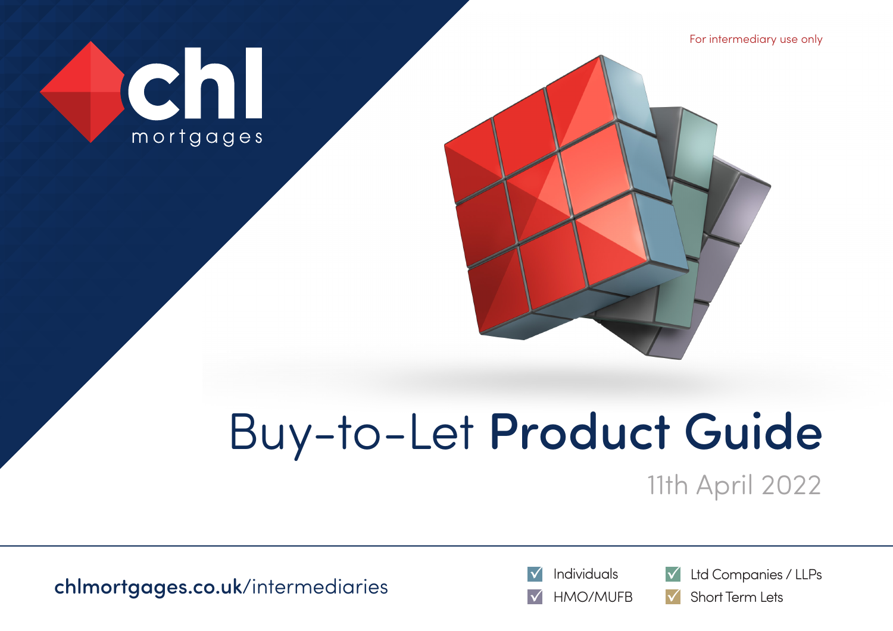chl mortgages

For intermediary use only

# Buy-to-Let **Product Guide**

11th April 2022

**chlmortgages.co.uk**/intermediaries

- ☑ Individuals
- ☑ HMO/MUFB
- ☑ Ltd Companies / LLPs
- ☑ Short Term Lets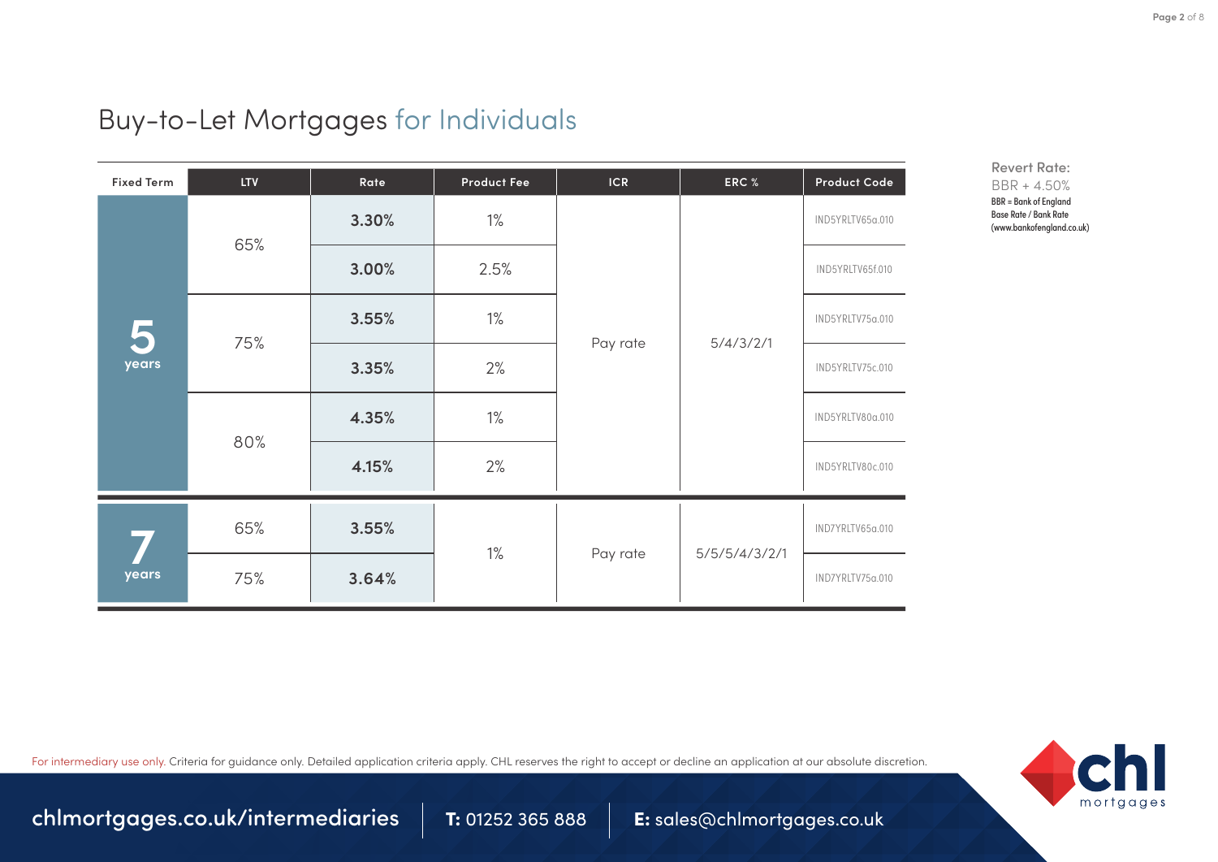# Buy-to-Let Mortgages for Individuals

| Fixed Term | LTV | Rate | Product Fee | ICR | ERC % | Product Code |
|---|---|---|---|---|---|---|
| 5 years | 65% | 3.30% | 1% | Pay rate | 5/4/3/2/1 | IND5YRLTV65a.010 |
| | | 3.00% | 2.5% | | | IND5YRLTV65f.010 |
| | 75% | 3.55% | 1% | | | IND5YRLTV75a.010 |
| | | 3.35% | 2% | | | IND5YRLTV75c.010 |
| | 80% | 4.35% | 1% | | | IND5YRLTV80a.010 |
| | | 4.15% | 2% | | | IND5YRLTV80c.010 |
| 7 years | 65% | 3.55% | 1% | Pay rate | 5/5/5/4/3/2/1 | IND7YRLTV65a.010 |
| | 75% | 3.64% | | | | IND7YRLTV75a.010 |

**Revert Rate:**
BBR + 4.50%
BBR = Bank of England Base Rate / Bank Rate (www.bankofengland.co.uk)

For intermediary use only. Criteria for guidance only. Detailed application criteria apply. CHL reserves the right to accept or decline an application at our absolute discretion.

chlmortgages.co.uk/intermediaries | **T:** 01252 365 888 | **E:** sales@chlmortgages.co.uk

chl mortgages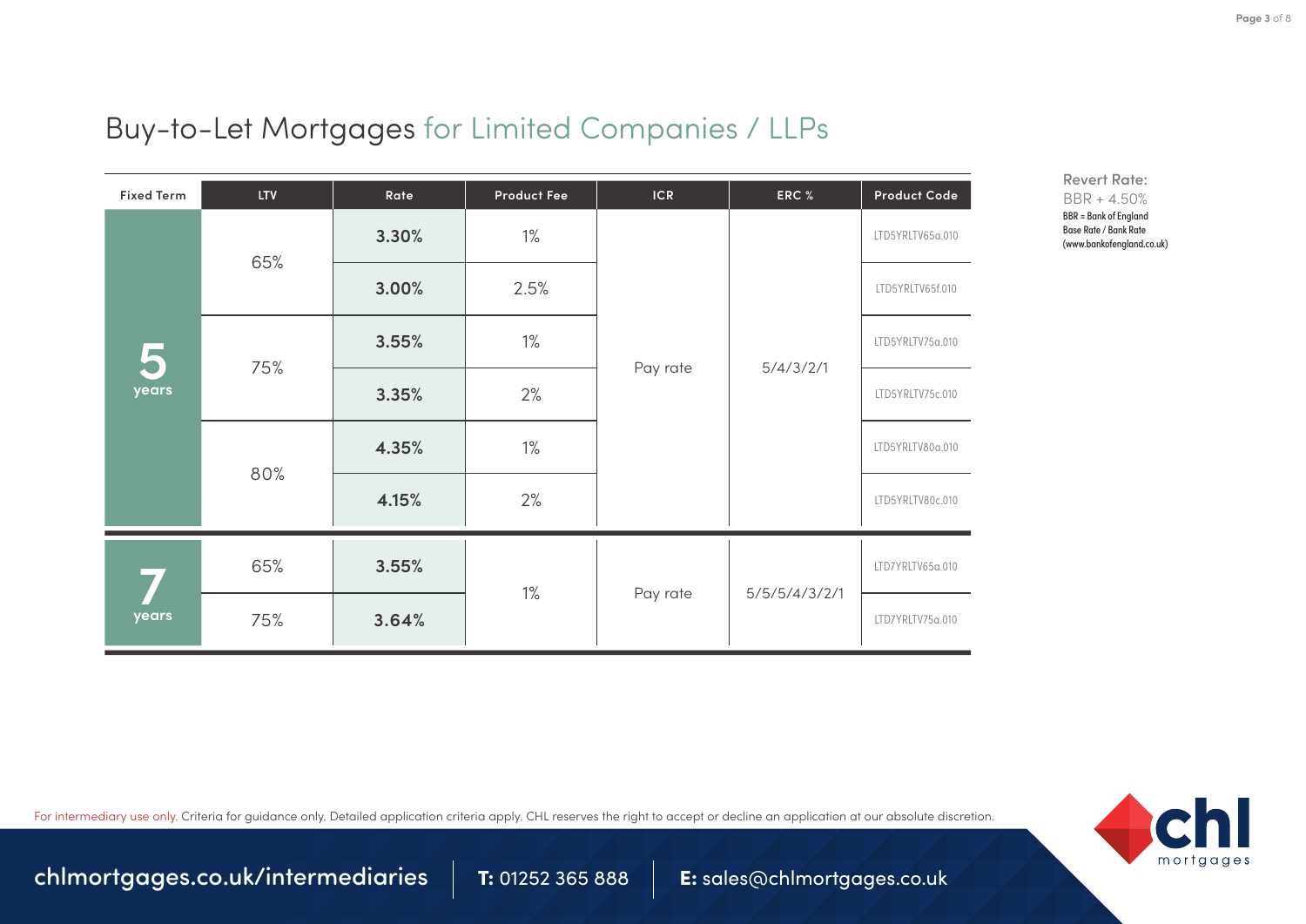# Buy-to-Let Mortgages for Limited Companies / LLPs

| Fixed Term | LTV | Rate | Product Fee | ICR | ERC % | Product Code |
|---|---|---|---|---|---|---|
| 5 years | 65% | 3.30% | 1% | Pay rate | 5/4/3/2/1 | LTD5YRLTV65a.010 |
| | | 3.00% | 2.5% | | | LTD5YRLTV65f.010 |
| | 75% | 3.55% | 1% | | | LTD5YRLTV75a.010 |
| | | 3.35% | 2% | | | LTD5YRLTV75c.010 |
| | 80% | 4.35% | 1% | | | LTD5YRLTV80a.010 |
| | | 4.15% | 2% | | | LTD5YRLTV80c.010 |
| 7 years | 65% | 3.55% | 1% | Pay rate | 5/5/5/4/3/2/1 | LTD7YRLTV65a.010 |
| | 75% | 3.64% | | | | LTD7YRLTV75a.010 |

**Revert Rate:**
BBR + 4.50%
BBR = Bank of England Base Rate / Bank Rate (www.bankofengland.co.uk)

For intermediary use only. Criteria for guidance only. Detailed application criteria apply. CHL reserves the right to accept or decline an application at our absolute discretion.

chlmortgages.co.uk/intermediaries | **T:** 01252 365 888 | **E:** sales@chlmortgages.co.uk

chl mortgages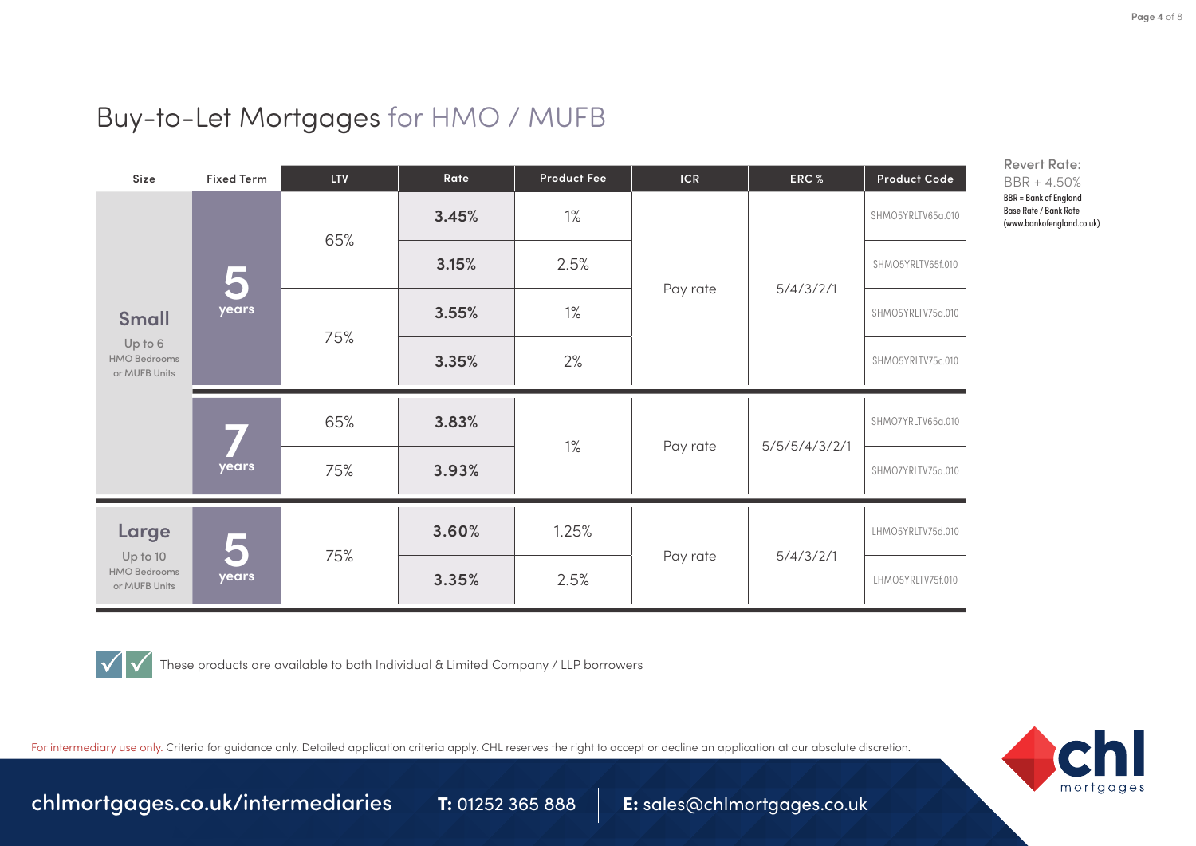# Buy-to-Let Mortgages for HMO / MUFB

| Size | Fixed Term | LTV | Rate | Product Fee | ICR | ERC % | Product Code |
|---|---|---|---|---|---|---|---|
| **Small** Up to 6 HMO Bedrooms or MUFB Units | 5 years | 65% | **3.45%** | 1% | Pay rate | 5/4/3/2/1 | SHMO5YRLTV65a.010 |
| | | | **3.15%** | 2.5% | | | SHMO5YRLTV65f.010 |
| | | 75% | **3.55%** | 1% | | | SHMO5YRLTV75a.010 |
| | | | **3.35%** | 2% | | | SHMO5YRLTV75c.010 |
| | 7 years | 65% | **3.83%** | 1% | Pay rate | 5/5/5/4/3/2/1 | SHMO7YRLTV65a.010 |
| | | 75% | **3.93%** | | | | SHMO7YRLTV75a.010 |
| **Large** Up to 10 HMO Bedrooms or MUFB Units | 5 years | 75% | **3.60%** | 1.25% | Pay rate | 5/4/3/2/1 | LHMO5YRLTV75d.010 |
| | | | **3.35%** | 2.5% | | | LHMO5YRLTV75f.010 |

**Revert Rate:**
BBR + 4.50%
BBR = Bank of England Base Rate / Bank Rate (www.bankofengland.co.uk)

These products are available to both Individual & Limited Company / LLP borrowers

For intermediary use only. Criteria for guidance only. Detailed application criteria apply. CHL reserves the right to accept or decline an application at our absolute discretion.

chlmortgages.co.uk/intermediaries | **T:** 01252 365 888 | **E:** sales@chlmortgages.co.uk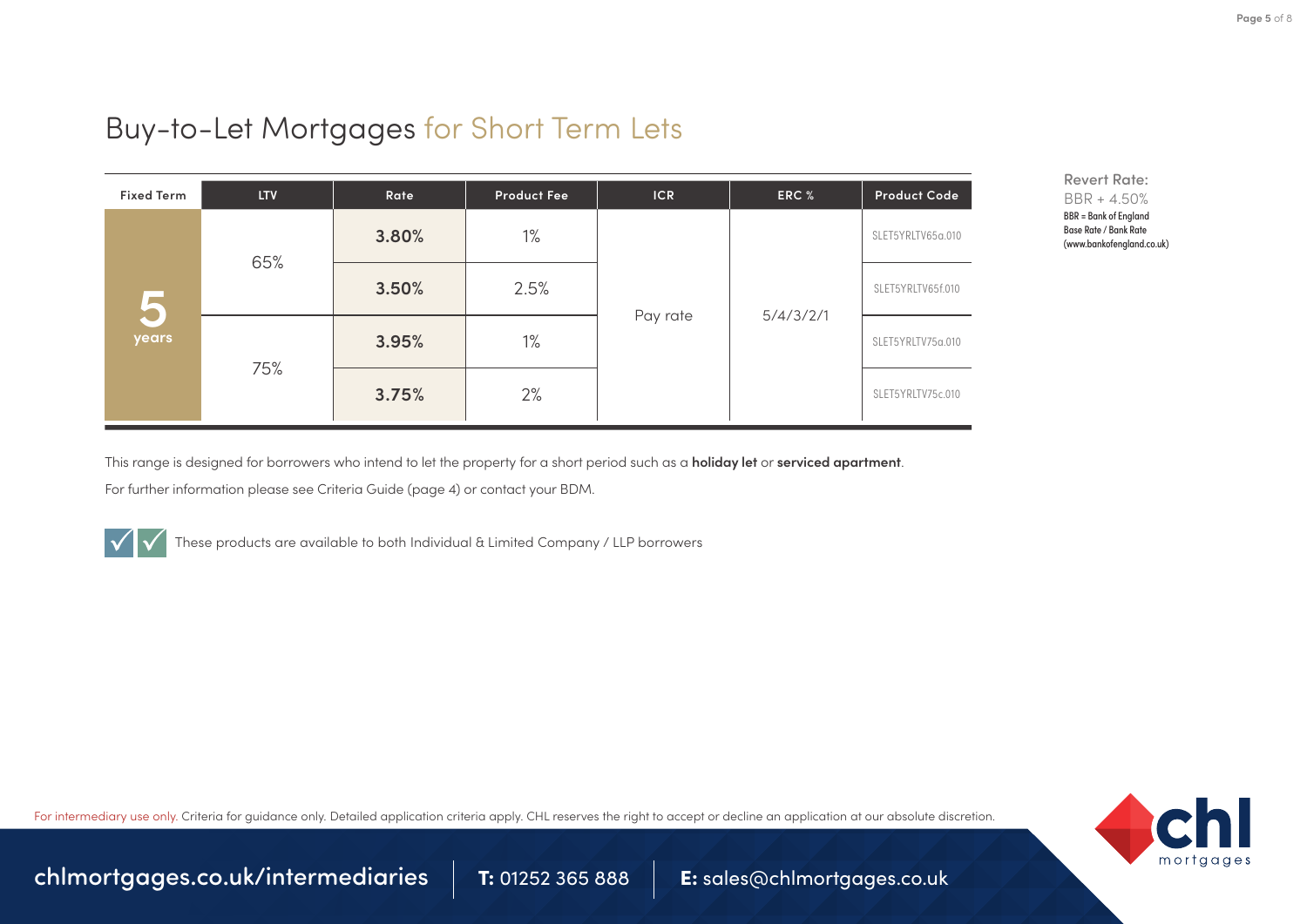# Buy-to-Let Mortgages for Short Term Lets

| Fixed Term | LTV | Rate | Product Fee | ICR | ERC % | Product Code |
|---|---|---|---|---|---|---|
| 5 years | 65% | **3.80%** | 1% | Pay rate | 5/4/3/2/1 | SLET5YRLTV65a.010 |
| | | **3.50%** | 2.5% | | | SLET5YRLTV65f.010 |
| | 75% | **3.95%** | 1% | | | SLET5YRLTV75a.010 |
| | | **3.75%** | 2% | | | SLET5YRLTV75c.010 |

**Revert Rate:**
BBR + 4.50%
BBR = Bank of England Base Rate / Bank Rate (www.bankofengland.co.uk)

This range is designed for borrowers who intend to let the property for a short period such as a **holiday let** or **serviced apartment**.

For further information please see Criteria Guide (page 4) or contact your BDM.

These products are available to both Individual & Limited Company / LLP borrowers

For intermediary use only. Criteria for guidance only. Detailed application criteria apply. CHL reserves the right to accept or decline an application at our absolute discretion.

chlmortgages.co.uk/intermediaries | **T:** 01252 365 888 | **E:** sales@chlmortgages.co.uk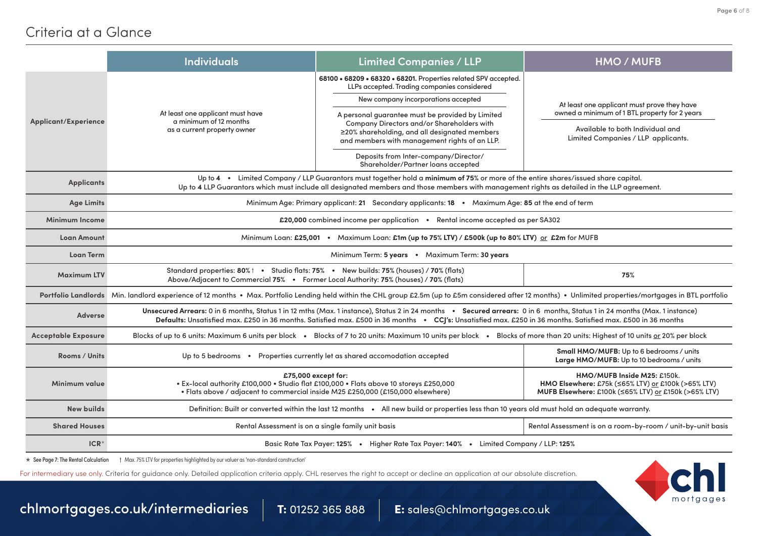# Criteria at a Glance

| | Individuals | Limited Companies / LLP | HMO / MUFB |
|---|---|---|---|
| **Applicant/Experience** | At least one applicant must have a minimum of 12 months as a current property owner | **68100 • 68209 • 68320 • 68201.** Properties related SPV accepted. LLPs accepted. Trading companies considered<br>New company incorporations accepted<br>A personal guarantee must be provided by Limited Company Directors and/or Shareholders with ≥20% shareholding, and all designated members and members with management rights of an LLP.<br>Deposits from Inter-company/Director/ Shareholder/Partner loans accepted | At least one applicant must prove they have owned a minimum of 1 BTL property for 2 years<br>Available to both Individual and Limited Companies / LLP applicants. |
| **Applicants** | Up to **4** • Limited Company / LLP Guarantors must together hold a **minimum of 75%** or more of the entire shares/issued share capital. Up to **4** LLP Guarantors which must include all designated members and those members with management rights as detailed in the LLP agreement. | | |
| **Age Limits** | Minimum Age: Primary applicant: **21** Secondary applicants: **18** • Maximum Age: **85** at the end of term | | |
| **Minimum Income** | **£20,000** combined income per application • Rental income accepted as per SA302 | | |
| **Loan Amount** | Minimum Loan: **£25,001** • Maximum Loan: **£1m (up to 75% LTV) / £500k (up to 80% LTV)** or **£2m** for MUFB | | |
| **Loan Term** | Minimum Term: **5 years** • Maximum Term: **30 years** | | |
| **Maximum LTV** | Standard properties: **80%** † • Studio flats: **75%** • New builds: **75%** (houses) / **70%** (flats)<br>Above/Adjacent to Commercial **75%** • Former Local Authority: **75%** (houses) / **70%** (flats) | | **75%** |
| **Portfolio Landlords** | Min. landlord experience of 12 months • Max. Portfolio Lending held within the CHL group £2.5m (up to £5m considered after 12 months) • Unlimited properties/mortgages in BTL portfolio | | |
| **Adverse** | **Unsecured Arrears:** 0 in 6 months, Status 1 in 12 mths (Max. 1 instance), Status 2 in 24 months • **Secured arrears:** 0 in 6 months, Status 1 in 24 months (Max. 1 instance)<br>**Defaults:** Unsatisfied max. £250 in 36 months. Satisfied max. £500 in 36 months • **CCJ's:** Unsatisfied max. £250 in 36 months. Satisfied max. £500 in 36 months | | |
| **Acceptable Exposure** | Blocks of up to 6 units: Maximum 6 units per block • Blocks of 7 to 20 units: Maximum 10 units per block • Blocks of more than 20 units: Highest of 10 units or 20% per block | | |
| **Rooms / Units** | Up to 5 bedrooms • Properties currently let as shared accomodation accepted | | **Small HMO/MUFB:** Up to 6 bedrooms / units<br>**Large HMO/MUFB:** Up to 10 bedrooms / units |
| **Minimum value** | **£75,000 except for:**<br>• Ex-local authority £100,000 • Studio flat £100,000 • Flats above 10 storeys £250,000<br>• Flats above / adjacent to commercial inside M25 £250,000 (£150,000 elsewhere) | | **HMO/MUFB Inside M25:** £150k.<br>**HMO Elsewhere:** £75k (≤65% LTV) or £100k (>65% LTV)<br>**MUFB Elsewhere:** £100k (≤65% LTV) or £150k (>65% LTV) |
| **New builds** | Definition: Built or converted within the last 12 months • All new build or properties less than 10 years old must hold an adequate warranty. | | |
| **Shared Houses** | Rental Assessment is on a single family unit basis | | Rental Assessment is on a room-by-room / unit-by-unit basis |
| **ICR*** | Basic Rate Tax Payer: **125%** • Higher Rate Tax Payer: **140%** • Limited Company / LLP: **125%** | | |

* See Page 7: The Rental Calculation † Max. 75% LTV for properties highlighted by our valuer as 'non-standard construction'

For intermediary use only. Criteria for guidance only. Detailed application criteria apply. CHL reserves the right to accept or decline an application at our absolute discretion.

chlmortgages.co.uk/intermediaries | **T:** 01252 365 888 | **E:** sales@chlmortgages.co.uk

chl mortgages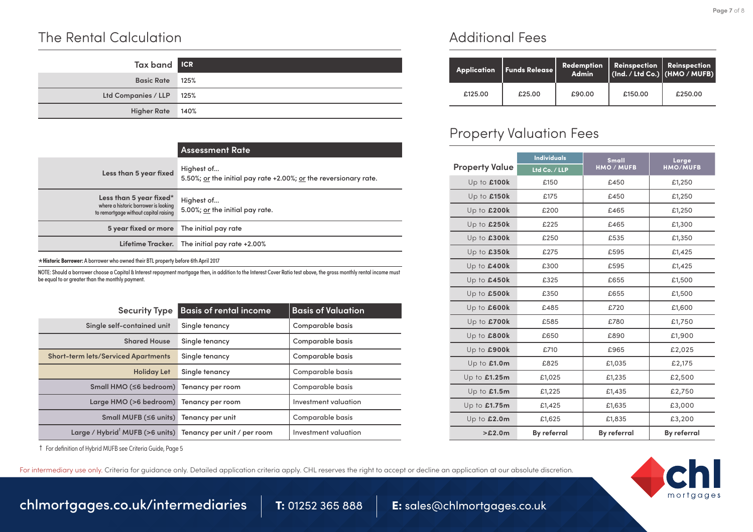## The Rental Calculation

| Tax band | ICR |
|---|---|
| Basic Rate | 125% |
| Ltd Companies / LLP | 125% |
| Higher Rate | 140% |

| | Assessment Rate |
|---|---|
| Less than 5 year fixed | Highest of... 5.50%; or the initial pay rate +2.00%; or the reversionary rate. |
| Less than 5 year fixed* where a historic borrower is looking to remortgage without capital raising | Highest of... 5.00%; or the initial pay rate. |
| 5 year fixed or more | The initial pay rate |
| Lifetime Tracker. | The initial pay rate +2.00% |

*Historic Borrower: A borrower who owned their BTL property before 6th April 2017

NOTE: Should a borrower choose a Capital & Interest repayment mortgage then, in addition to the Interest Cover Ratio test above, the gross monthly rental income must be equal to or greater than the monthly payment.

| Security Type | Basis of rental income | Basis of Valuation |
|---|---|---|
| Single self-contained unit | Single tenancy | Comparable basis |
| Shared House | Single tenancy | Comparable basis |
| Short-term lets/Serviced Apartments | Single tenancy | Comparable basis |
| Holiday Let | Single tenancy | Comparable basis |
| Small HMO (≤6 bedroom) | Tenancy per room | Comparable basis |
| Large HMO (>6 bedroom) | Tenancy per room | Investment valuation |
| Small MUFB (≤6 units) | Tenancy per unit | Comparable basis |
| Large / Hybrid† MUFB (>6 units) | Tenancy per unit / per room | Investment valuation |

† For definition of Hybrid MUFB see Criteria Guide, Page 5

## Additional Fees

| Application | Funds Release | Redemption Admin | Reinspection (Ind. / Ltd Co.) | Reinspection (HMO / MUFB) |
|---|---|---|---|---|
| £125.00 | £25.00 | £90.00 | £150.00 | £250.00 |

## Property Valuation Fees

| Property Value | Individuals / Ltd Co. / LLP | Small HMO / MUFB | Large HMO/MUFB |
|---|---|---|---|
| Up to **£100k** | £150 | £450 | £1,250 |
| Up to **£150k** | £175 | £450 | £1,250 |
| Up to **£200k** | £200 | £465 | £1,250 |
| Up to **£250k** | £225 | £465 | £1,300 |
| Up to **£300k** | £250 | £535 | £1,350 |
| Up to **£350k** | £275 | £595 | £1,425 |
| Up to **£400k** | £300 | £595 | £1,425 |
| Up to **£450k** | £325 | £655 | £1,500 |
| Up to **£500k** | £350 | £655 | £1,500 |
| Up to **£600k** | £485 | £720 | £1,600 |
| Up to **£700k** | £585 | £780 | £1,750 |
| Up to **£800k** | £650 | £890 | £1,900 |
| Up to **£900k** | £710 | £965 | £2,025 |
| Up to **£1.0m** | £825 | £1,035 | £2,175 |
| Up to **£1.25m** | £1,025 | £1,235 | £2,500 |
| Up to **£1.5m** | £1,225 | £1,435 | £2,750 |
| Up to **£1.75m** | £1,425 | £1,635 | £3,000 |
| Up to **£2.0m** | £1,625 | £1,835 | £3,200 |
| **>£2.0m** | **By referral** | **By referral** | **By referral** |

For intermediary use only. Criteria for guidance only. Detailed application criteria apply. CHL reserves the right to accept or decline an application at our absolute discretion.

chlmortgages.co.uk/intermediaries **T:** 01252 365 888 **E:** sales@chlmortgages.co.uk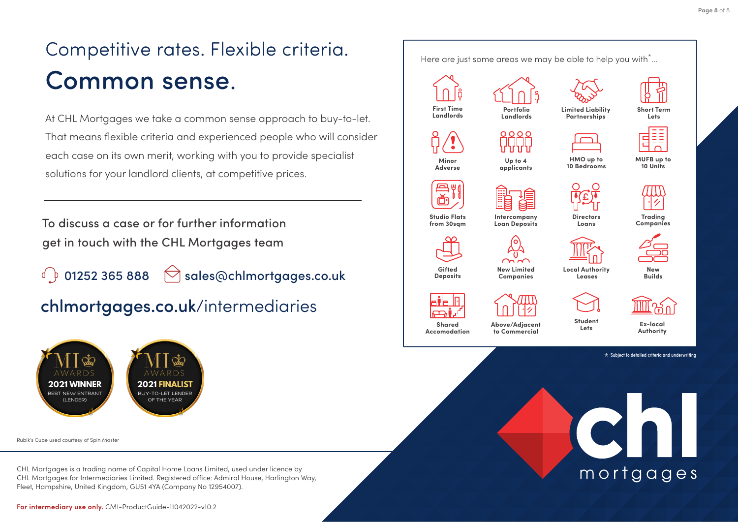# Competitive rates. Flexible criteria.

# Common sense.

At CHL Mortgages we take a common sense approach to buy-to-let. That means flexible criteria and experienced people who will consider each case on its own merit, working with you to provide specialist solutions for your landlord clients, at competitive prices.

To discuss a case or for further information get in touch with the CHL Mortgages team

01252 365 888 sales@chlmortgages.co.uk

chlmortgages.co.uk/intermediaries

MI AWARDS **2021 WINNER** BEST NEW ENTRANT (LENDER)

MI AWARDS **2021 FINALIST** BUY-TO-LET LENDER OF THE YEAR

Here are just some areas we may be able to help you with*...

- First Time Landlords
- Portfolio Landlords
- Limited Liability Partnerships
- Short Term Lets
- Minor Adverse
- Up to 4 applicants
- HMO up to 10 Bedrooms
- MUFB up to 10 Units
- Studio Flats from 30sqm
- Intercompany Loan Deposits
- Directors Loans
- Trading Companies
- Gifted Deposits
- New Limited Companies
- Local Authority Leases
- New Builds
- Shared Accomodation
- Above/Adjacent to Commercial
- Student Lets
- Ex-local Authority

* Subject to detailed criteria and underwriting

chl mortgages

Rubik's Cube used courtesy of Spin Master

CHL Mortgages is a trading name of Capital Home Loans Limited, used under licence by CHL Mortgages for Intermediaries Limited. Registered office: Admiral House, Harlington Way, Fleet, Hampshire, United Kingdom, GU51 4YA (Company No 12954007).

**For intermediary use only.** CMI-ProductGuide-11042022-v10.2